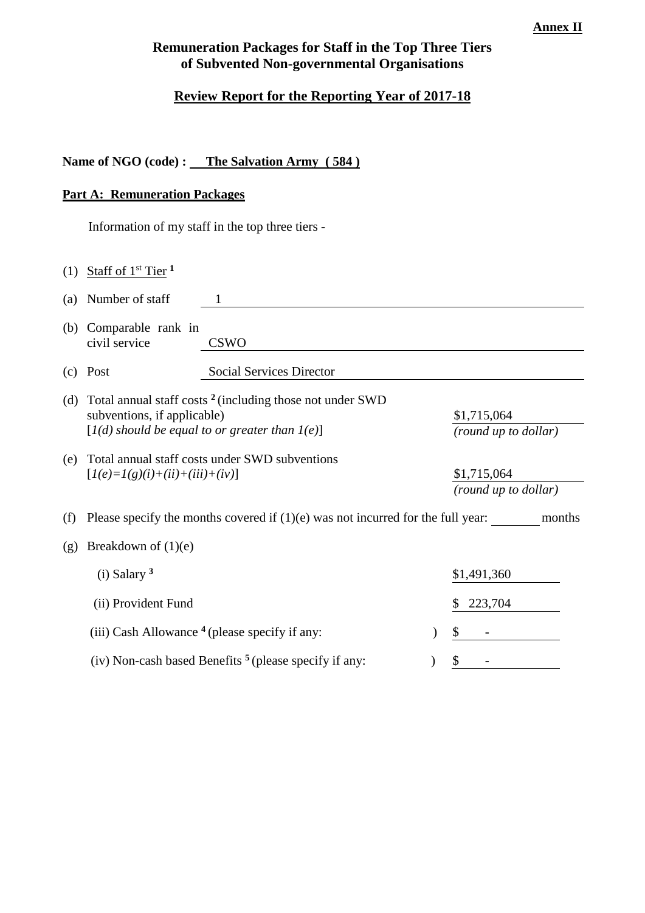**Annex II**

## Remuneration Packages for Staff in the Top Three Tiers of Subvented Non-governmental Organisations

## Review Report for the Reporting Year of 2017-18

**Name of NGO (code) : The Salvation Army ( 584 )**

**Part A: Remuneration Packages**

Information of my staff in the top three tiers -

(1) Staff of 1st Tier [1]

(a) Number of staff 1

(b) Comparable rank in civil service CSWO

(c) Post Social Services Director

(d) Total annual staff costs [2] (including those not under SWD subventions, if applicable) [*1(d) should be equal to or greater than 1(e)*] $1,715,064 *(round up to dollar)*

(e) Total annual staff costs under SWD subventions [*1(e)=1(g)(i)+(ii)+(iii)+(iv)*] $1,715,064 *(round up to dollar)*

(f) Please specify the months covered if (1)(e) was not incurred for the full year: ________ months

(g) Breakdown of (1)(e)

| | |
|---|---|
| (i) Salary [3] | $1,491,360 |
| (ii) Provident Fund | $ 223,704 |
| (iii) Cash Allowance [4] (please specify if any: ) | $ - |
| (iv) Non-cash based Benefits [5] (please specify if any: ) | $ - |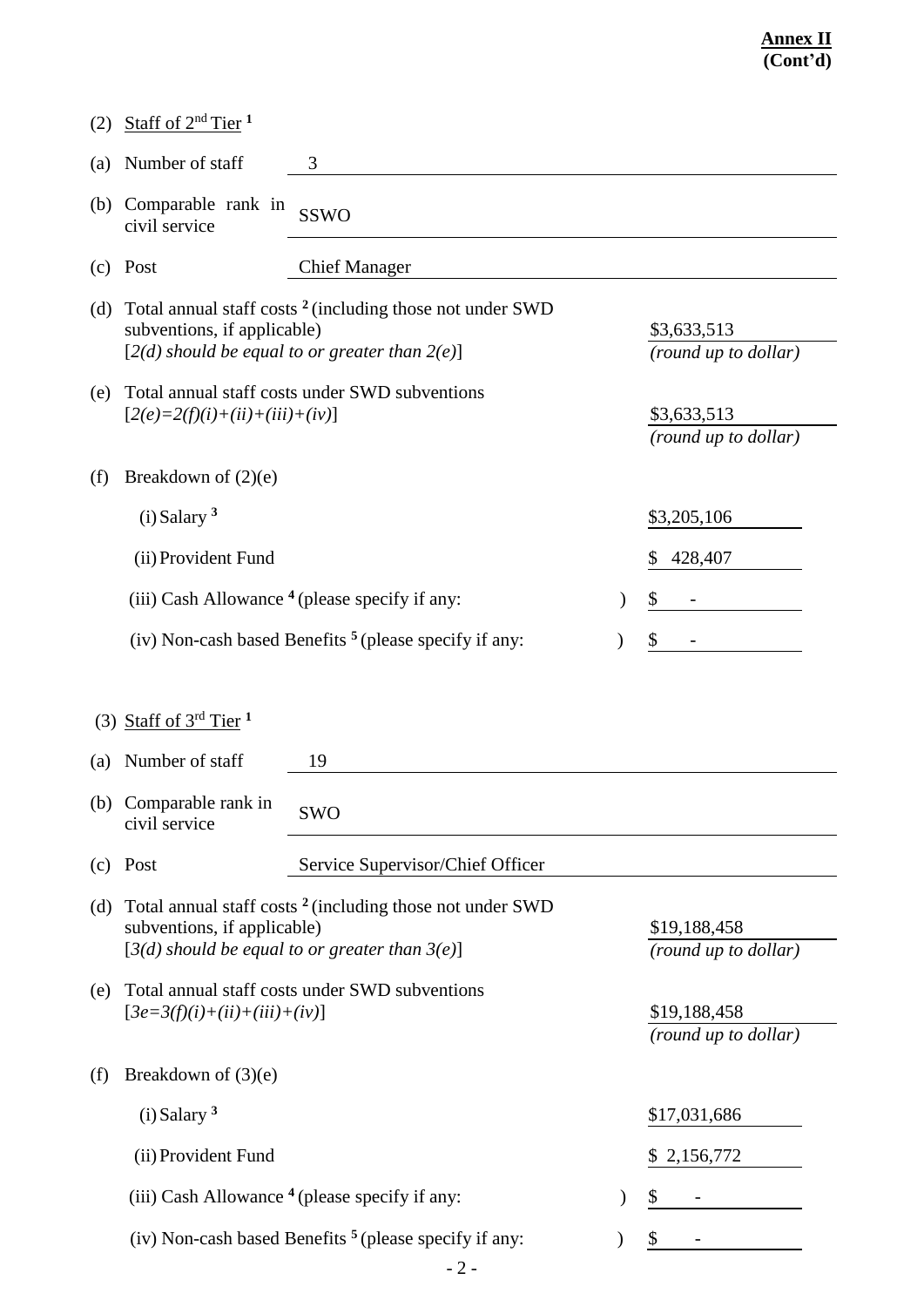**Annex II**
**(Cont'd)**

(2) Staff of 2nd Tier [1]

(a) Number of staff: 3

(b) Comparable rank in civil service: SSWO

(c) Post: Chief Manager

(d) Total annual staff costs [2] (including those not under SWD subventions, if applicable)
[*2(d) should be equal to or greater than 2(e)*] — $3,633,513 *(round up to dollar)*

(e) Total annual staff costs under SWD subventions
[*2(e)=2(f)(i)+(ii)+(iii)+(iv)*] — $3,633,513 *(round up to dollar)*

(f) Breakdown of (2)(e)

- (i) Salary [3] — $3,205,106
- (ii) Provident Fund — $ 428,407
- (iii) Cash Allowance [4] (please specify if any: ) — $ -
- (iv) Non-cash based Benefits [5] (please specify if any: ) — $ -

(3) Staff of 3rd Tier [1]

(a) Number of staff: 19

(b) Comparable rank in civil service: SWO

(c) Post: Service Supervisor/Chief Officer

(d) Total annual staff costs [2] (including those not under SWD subventions, if applicable)
[*3(d) should be equal to or greater than 3(e)*] — $19,188,458 *(round up to dollar)*

(e) Total annual staff costs under SWD subventions
[*3e=3(f)(i)+(ii)+(iii)+(iv)*] — $19,188,458 *(round up to dollar)*

(f) Breakdown of (3)(e)

- (i) Salary [3] — $17,031,686
- (ii) Provident Fund — $ 2,156,772
- (iii) Cash Allowance [4] (please specify if any: ) — $ -
- (iv) Non-cash based Benefits [5] (please specify if any: ) — $ -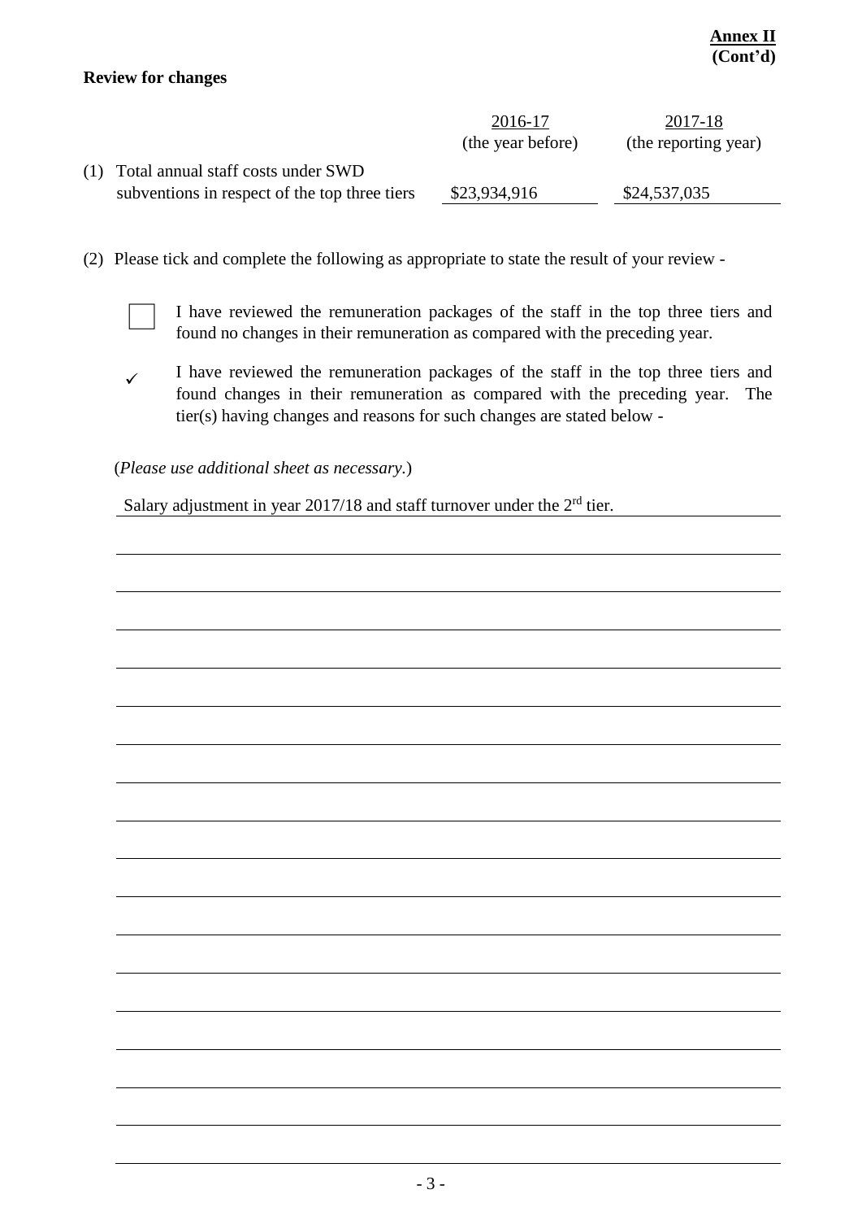**Annex II**
**(Cont'd)**

**Review for changes**

| | 2016-17 (the year before) | 2017-18 (the reporting year) |
|---|---|---|
| (1) Total annual staff costs under SWD subventions in respect of the top three tiers | $23,934,916 | $24,537,035 |

(2) Please tick and complete the following as appropriate to state the result of your review -

☐ I have reviewed the remuneration packages of the staff in the top three tiers and found no changes in their remuneration as compared with the preceding year.

✓ I have reviewed the remuneration packages of the staff in the top three tiers and found changes in their remuneration as compared with the preceding year. The tier(s) having changes and reasons for such changes are stated below -

(*Please use additional sheet as necessary.*)

Salary adjustment in year 2017/18 and staff turnover under the 2rd tier.